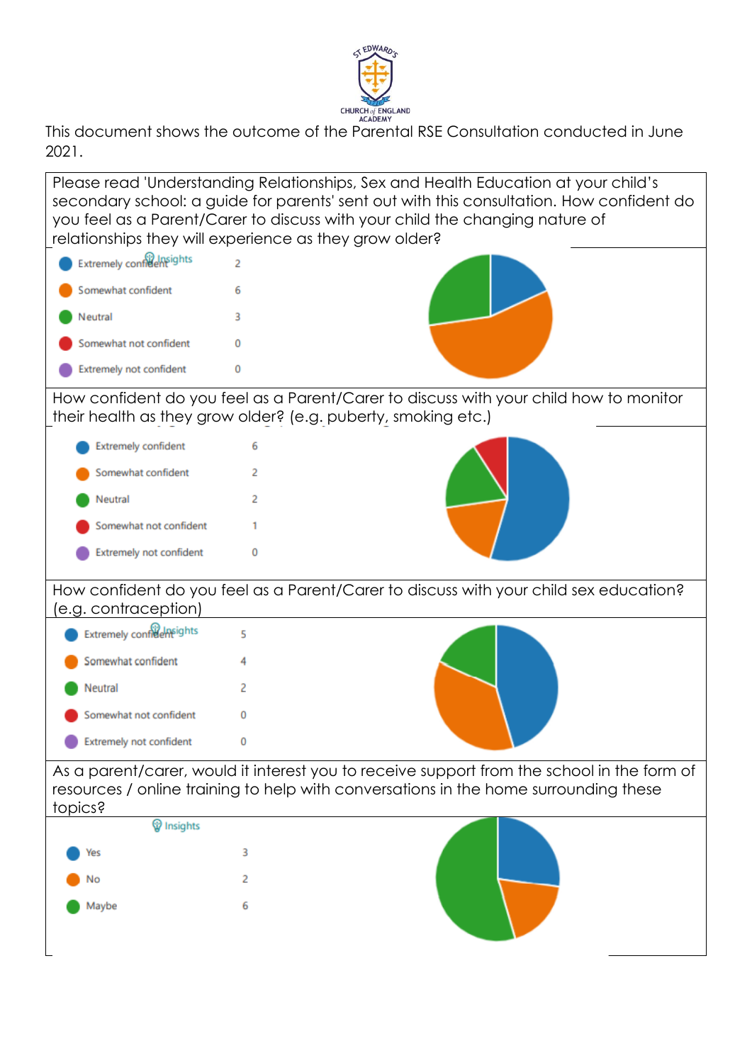ST EDWARD'S CHURCH of ENGLAND ACADEMY

This document shows the outcome of the Parental RSE Consultation conducted in June 2021.

Please read 'Understanding Relationships, Sex and Health Education at your child's secondary school: a guide for parents' sent out with this consultation. How confident do you feel as a Parent/Carer to discuss with your child the changing nature of relationships they will experience as they grow older?

| Response | Count |
|---|---|
| Extremely confident | 2 |
| Somewhat confident | 6 |
| Neutral | 3 |
| Somewhat not confident | 0 |
| Extremely not confident | 0 |

How confident do you feel as a Parent/Carer to discuss with your child how to monitor their health as they grow older? (e.g. puberty, smoking etc.)

| Response | Count |
|---|---|
| Extremely confident | 6 |
| Somewhat confident | 2 |
| Neutral | 2 |
| Somewhat not confident | 1 |
| Extremely not confident | 0 |

How confident do you feel as a Parent/Carer to discuss with your child sex education? (e.g. contraception)

| Response | Count |
|---|---|
| Extremely confident | 5 |
| Somewhat confident | 4 |
| Neutral | 2 |
| Somewhat not confident | 0 |
| Extremely not confident | 0 |

As a parent/carer, would it interest you to receive support from the school in the form of resources / online training to help with conversations in the home surrounding these topics?

| Response | Count |
|---|---|
| Yes | 3 |
| No | 2 |
| Maybe | 6 |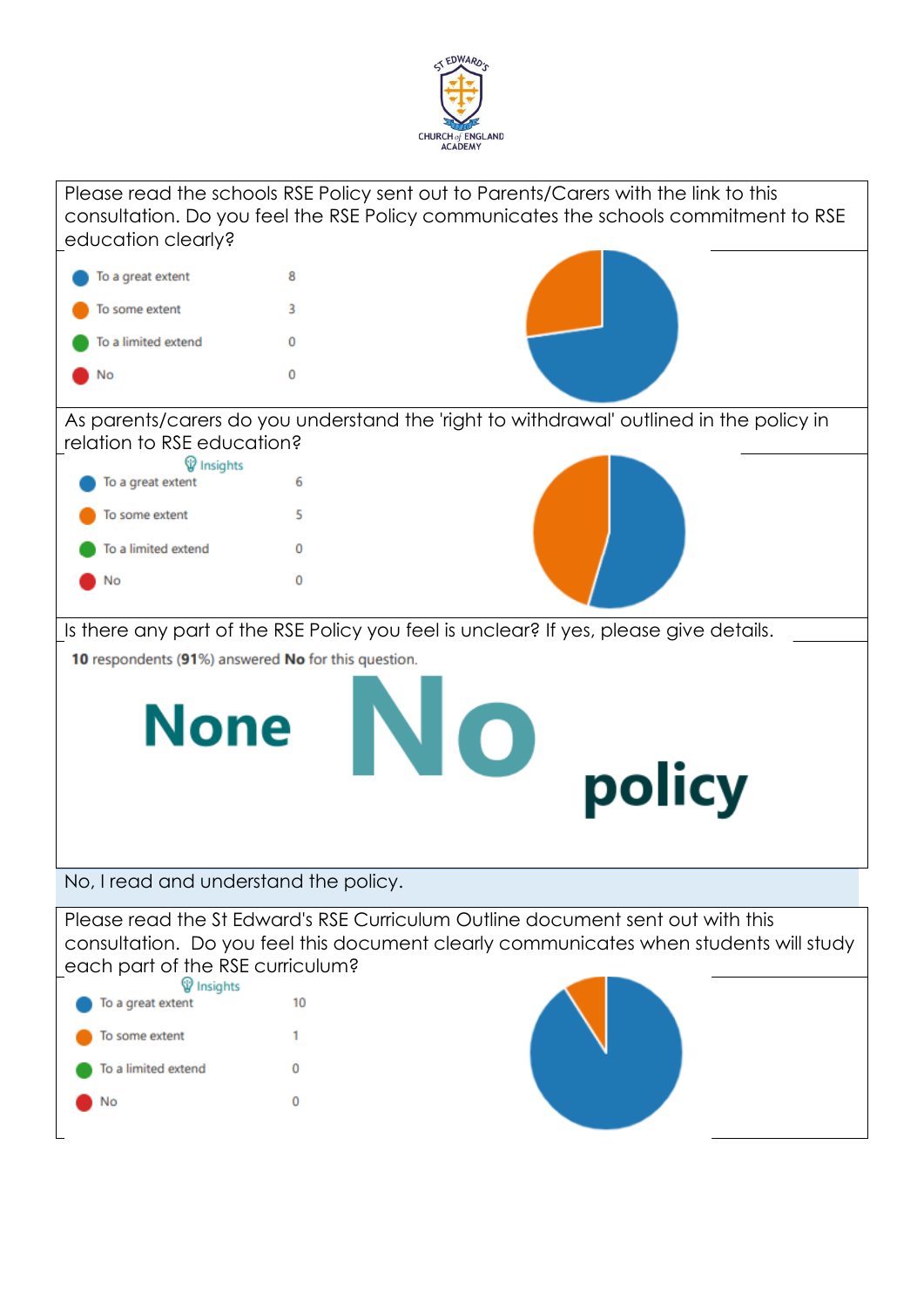ST EDWARD'S CHURCH of ENGLAND ACADEMY

Please read the schools RSE Policy sent out to Parents/Carers with the link to this consultation. Do you feel the RSE Policy communicates the schools commitment to RSE education clearly?

| Response | Count |
| --- | --- |
| To a great extent | 8 |
| To some extent | 3 |
| To a limited extend | 0 |
| No | 0 |

As parents/carers do you understand the 'right to withdrawal' outlined in the policy in relation to RSE education?

Insights

| Response | Count |
| --- | --- |
| To a great extent | 6 |
| To some extent | 5 |
| To a limited extend | 0 |
| No | 0 |

Is there any part of the RSE Policy you feel is unclear? If yes, please give details.

**10** respondents (**91**%) answered **No** for this question.

None No policy

No, I read and understand the policy.

Please read the St Edward's RSE Curriculum Outline document sent out with this consultation. Do you feel this document clearly communicates when students will study each part of the RSE curriculum?

Insights

| Response | Count |
| --- | --- |
| To a great extent | 10 |
| To some extent | 1 |
| To a limited extend | 0 |
| No | 0 |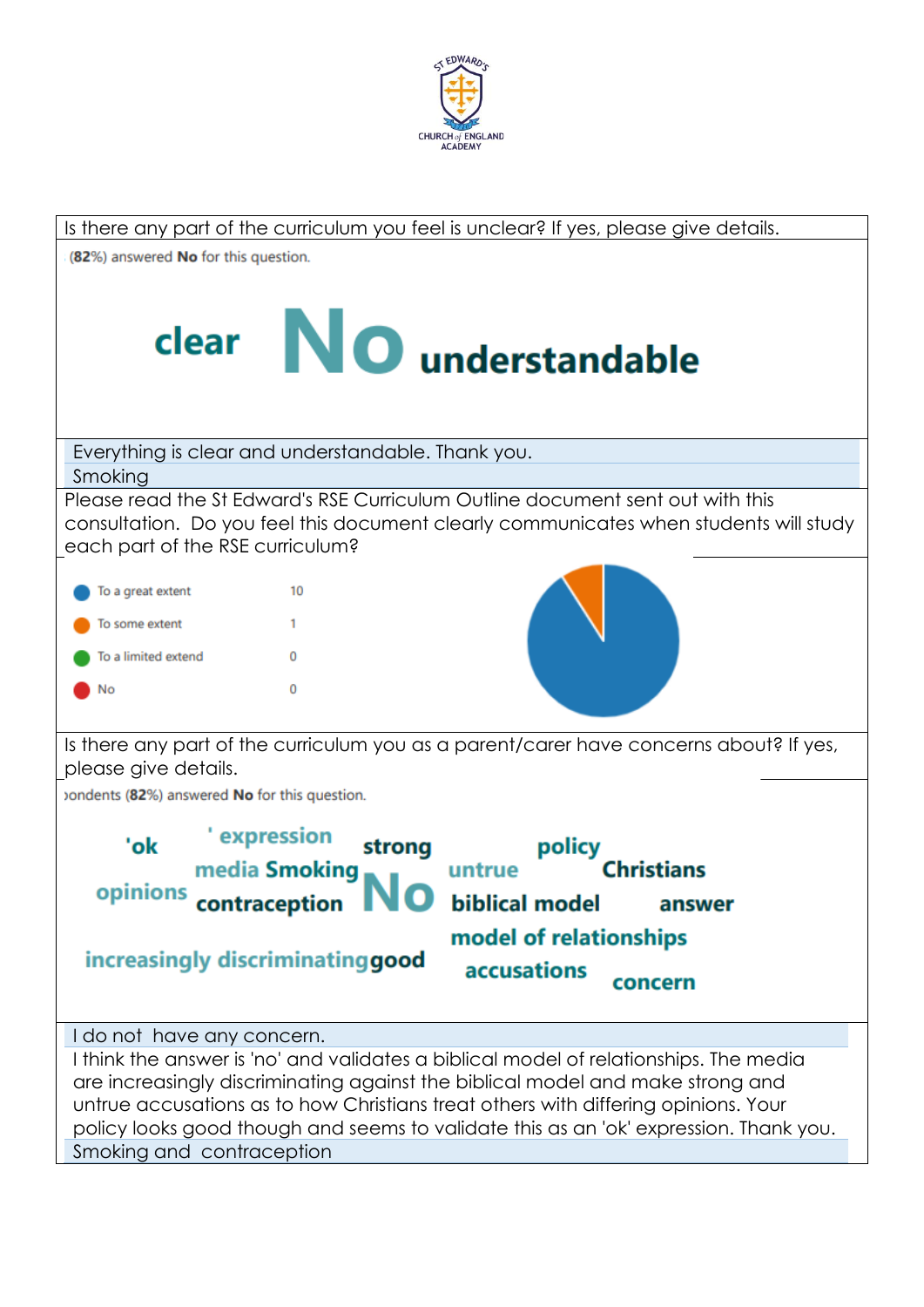ST EDWARD'S CHURCH of ENGLAND ACADEMY

**Is there any part of the curriculum you feel is unclear? If yes, please give details.**

(**82%**) answered **No** for this question.

clear **No** understandable

Everything is clear and understandable. Thank you.

Smoking

**Please read the St Edward's RSE Curriculum Outline document sent out with this consultation. Do you feel this document clearly communicates when students will study each part of the RSE curriculum?**

| Response | Count |
| --- | --- |
| To a great extent | 10 |
| To some extent | 1 |
| To a limited extend | 0 |
| No | 0 |

**Is there any part of the curriculum you as a parent/carer have concerns about? If yes, please give details.**

ondents (**82%**) answered **No** for this question.

'ok ' expression strong policy media Smoking untrue Christians opinions contraception **No** biblical model answer model of relationships increasingly discriminating good accusations concern

I do not have any concern.

I think the answer is 'no' and validates a biblical model of relationships. The media are increasingly discriminating against the biblical model and make strong and untrue accusations as to how Christians treat others with differing opinions. Your policy looks good though and seems to validate this as an 'ok' expression. Thank you.

Smoking and contraception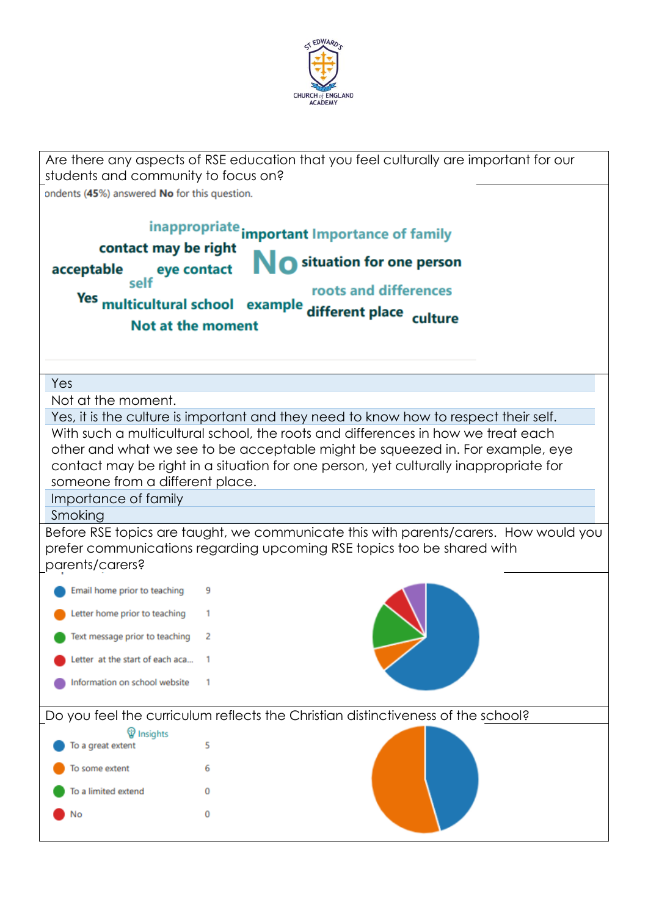Are there any aspects of RSE education that you feel culturally are important for our students and community to focus on?

ondents (**45%**) answered **No** for this question.

inappropriate important Importance of family contact may be right acceptable eye contact **No** situation for one person self roots and differences Yes multicultural school example different place culture Not at the moment

| |
|---|
| Yes |
| Not at the moment. |
| Yes, it is the culture is important and they need to know how to respect their self. |
| With such a multicultural school, the roots and differences in how we treat each other and what we see to be acceptable might be squeezed in. For example, eye contact may be right in a situation for one person, yet culturally inappropriate for someone from a different place. |
| Importance of family |
| Smoking |

Before RSE topics are taught, we communicate this with parents/carers. How would you prefer communications regarding upcoming RSE topics too be shared with parents/carers?

| Option | Responses |
|---|---|
| Email home prior to teaching | 9 |
| Letter home prior to teaching | 1 |
| Text message prior to teaching | 2 |
| Letter at the start of each aca... | 1 |
| Information on school website | 1 |

Do you feel the curriculum reflects the Christian distinctiveness of the school?

Insights

| Option | Responses |
|---|---|
| To a great extent | 5 |
| To some extent | 6 |
| To a limited extend | 0 |
| No | 0 |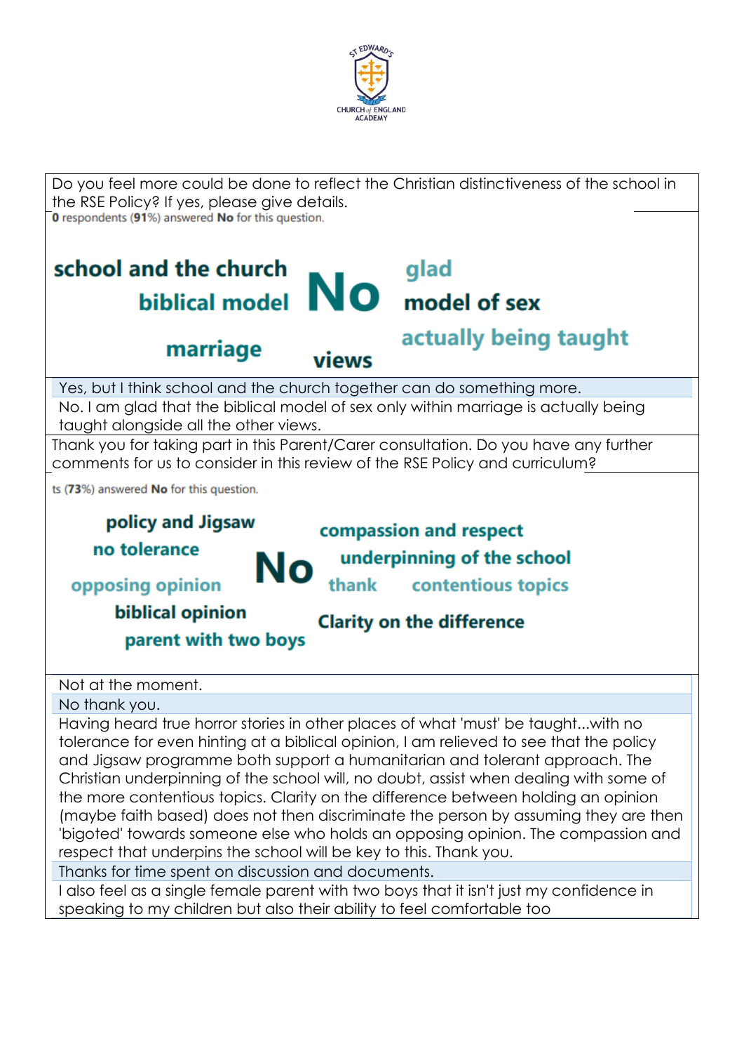ST EDWARD'S
CHURCH of ENGLAND ACADEMY

Do you feel more could be done to reflect the Christian distinctiveness of the school in the RSE Policy? If yes, please give details.

0 respondents (91%) answered **No** for this question.

school and the church
biblical model
No
glad
model of sex
marriage
views
actually being taught

Yes, but I think school and the church together can do something more.

No. I am glad that the biblical model of sex only within marriage is actually being taught alongside all the other views.

Thank you for taking part in this Parent/Carer consultation. Do you have any further comments for us to consider in this review of the RSE Policy and curriculum?

ts (73%) answered **No** for this question.

policy and Jigsaw
no tolerance
opposing opinion
biblical opinion
parent with two boys
No
compassion and respect
underpinning of the school
thank
contentious topics
Clarity on the difference

Not at the moment.

No thank you.

Having heard true horror stories in other places of what 'must' be taught...with no tolerance for even hinting at a biblical opinion, I am relieved to see that the policy and Jigsaw programme both support a humanitarian and tolerant approach. The Christian underpinning of the school will, no doubt, assist when dealing with some of the more contentious topics. Clarity on the difference between holding an opinion (maybe faith based) does not then discriminate the person by assuming they are then 'bigoted' towards someone else who holds an opposing opinion. The compassion and respect that underpins the school will be key to this. Thank you.

Thanks for time spent on discussion and documents.

I also feel as a single female parent with two boys that it isn't just my confidence in speaking to my children but also their ability to feel comfortable too